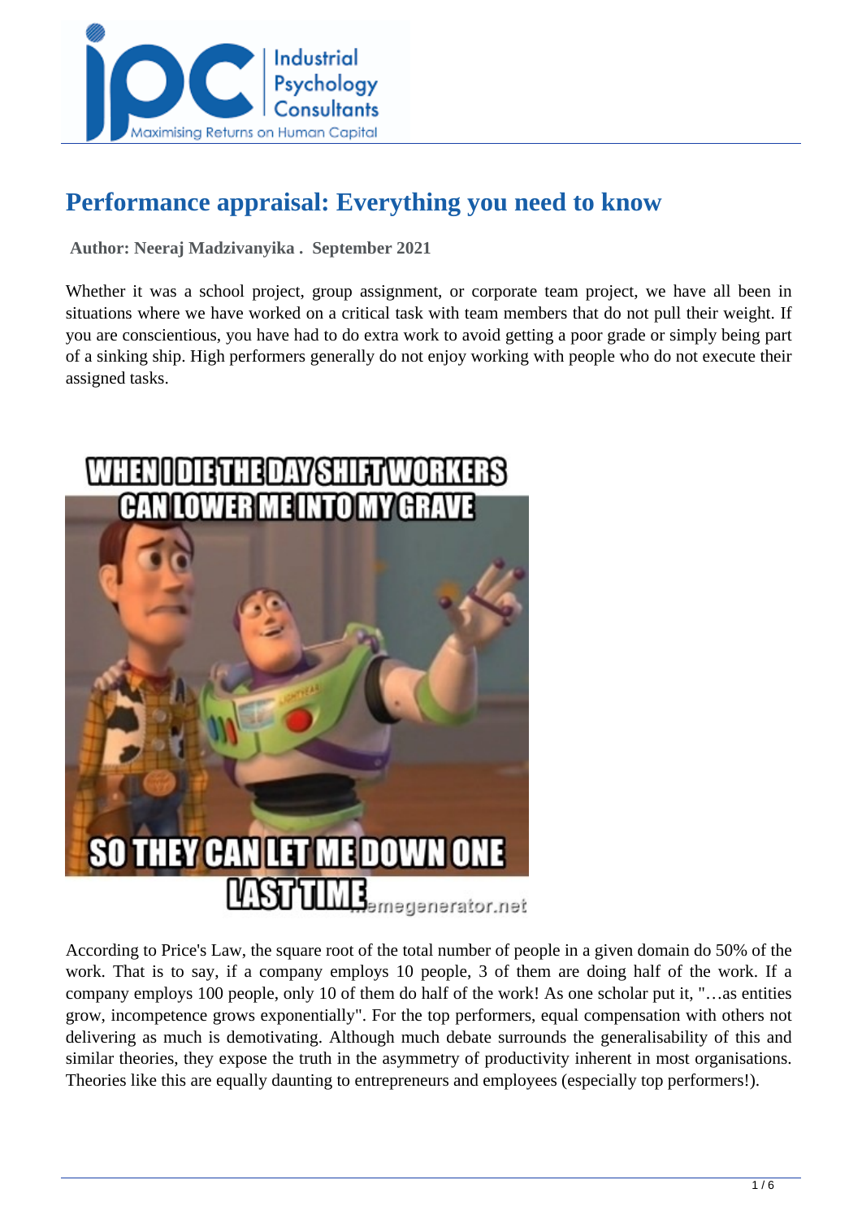# Performance appraisal: Everything you need to know

**Author: Neeraj Madzivanyika . September 2021**

Whether it was a school project, group assignment, or corporate team project, we have all been in situations where we have worked on a critical task with team members that do not pull their weight. If you are conscientious, you have had to do extra work to avoid getting a poor grade or simply being part of a sinking ship. High performers generally do not enjoy working with people who do not execute their assigned tasks.

According to Price's Law, the square root of the total number of people in a given domain do 50% of the work. That is to say, if a company employs 10 people, 3 of them are doing half of the work. If a company employs 100 people, only 10 of them do half of the work! As one scholar put it, "…as entities grow, incompetence grows exponentially". For the top performers, equal compensation with others not delivering as much is demotivating. Although much debate surrounds the generalisability of this and similar theories, they expose the truth in the asymmetry of productivity inherent in most organisations. Theories like this are equally daunting to entrepreneurs and employees (especially top performers!).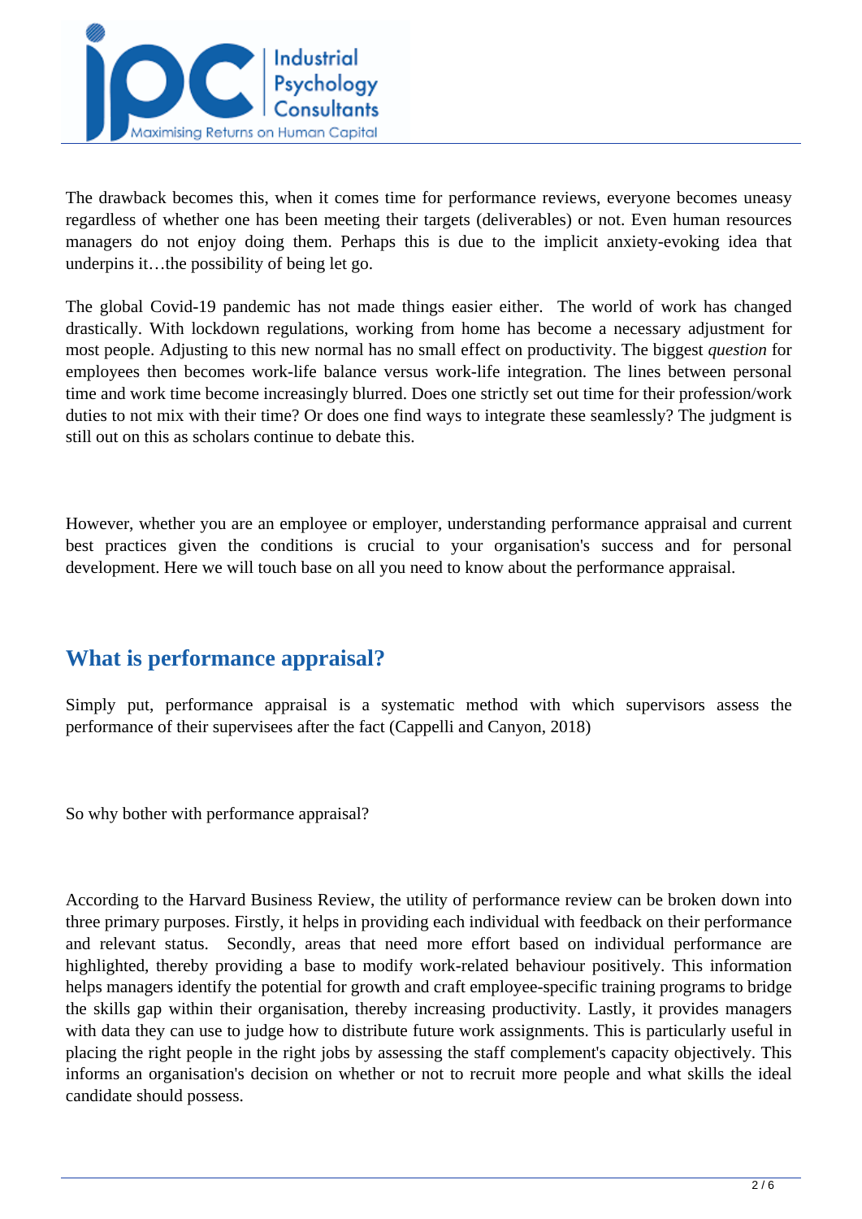The drawback becomes this, when it comes time for performance reviews, everyone becomes uneasy regardless of whether one has been meeting their targets (deliverables) or not. Even human resources managers do not enjoy doing them. Perhaps this is due to the implicit anxiety-evoking idea that underpins it…the possibility of being let go.

The global Covid-19 pandemic has not made things easier either. The world of work has changed drastically. With lockdown regulations, working from home has become a necessary adjustment for most people. Adjusting to this new normal has no small effect on productivity. The biggest *question* for employees then becomes work-life balance versus work-life integration. The lines between personal time and work time become increasingly blurred. Does one strictly set out time for their profession/work duties to not mix with their time? Or does one find ways to integrate these seamlessly? The judgment is still out on this as scholars continue to debate this.

However, whether you are an employee or employer, understanding performance appraisal and current best practices given the conditions is crucial to your organisation's success and for personal development. Here we will touch base on all you need to know about the performance appraisal.

## What is performance appraisal?

Simply put, performance appraisal is a systematic method with which supervisors assess the performance of their supervisees after the fact (Cappelli and Canyon, 2018)

So why bother with performance appraisal?

According to the Harvard Business Review, the utility of performance review can be broken down into three primary purposes. Firstly, it helps in providing each individual with feedback on their performance and relevant status. Secondly, areas that need more effort based on individual performance are highlighted, thereby providing a base to modify work-related behaviour positively. This information helps managers identify the potential for growth and craft employee-specific training programs to bridge the skills gap within their organisation, thereby increasing productivity. Lastly, it provides managers with data they can use to judge how to distribute future work assignments. This is particularly useful in placing the right people in the right jobs by assessing the staff complement's capacity objectively. This informs an organisation's decision on whether or not to recruit more people and what skills the ideal candidate should possess.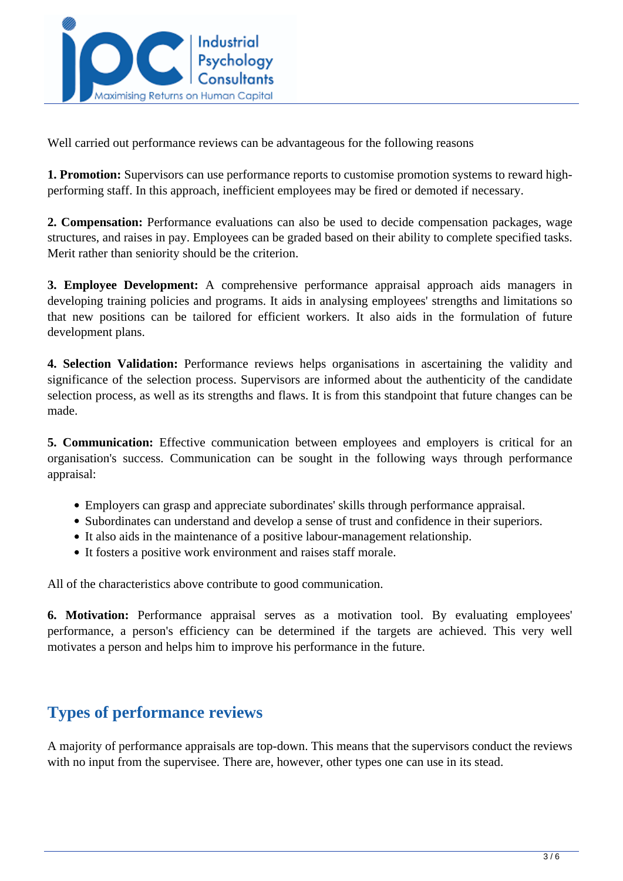Well carried out performance reviews can be advantageous for the following reasons

**1. Promotion:** Supervisors can use performance reports to customise promotion systems to reward high-performing staff. In this approach, inefficient employees may be fired or demoted if necessary.

**2. Compensation:** Performance evaluations can also be used to decide compensation packages, wage structures, and raises in pay. Employees can be graded based on their ability to complete specified tasks. Merit rather than seniority should be the criterion.

**3. Employee Development:** A comprehensive performance appraisal approach aids managers in developing training policies and programs. It aids in analysing employees' strengths and limitations so that new positions can be tailored for efficient workers. It also aids in the formulation of future development plans.

**4. Selection Validation:** Performance reviews helps organisations in ascertaining the validity and significance of the selection process. Supervisors are informed about the authenticity of the candidate selection process, as well as its strengths and flaws. It is from this standpoint that future changes can be made.

**5. Communication:** Effective communication between employees and employers is critical for an organisation's success. Communication can be sought in the following ways through performance appraisal:

- Employers can grasp and appreciate subordinates' skills through performance appraisal.
- Subordinates can understand and develop a sense of trust and confidence in their superiors.
- It also aids in the maintenance of a positive labour-management relationship.
- It fosters a positive work environment and raises staff morale.

All of the characteristics above contribute to good communication.

**6. Motivation:** Performance appraisal serves as a motivation tool. By evaluating employees' performance, a person's efficiency can be determined if the targets are achieved. This very well motivates a person and helps him to improve his performance in the future.

## Types of performance reviews

A majority of performance appraisals are top-down. This means that the supervisors conduct the reviews with no input from the supervisee. There are, however, other types one can use in its stead.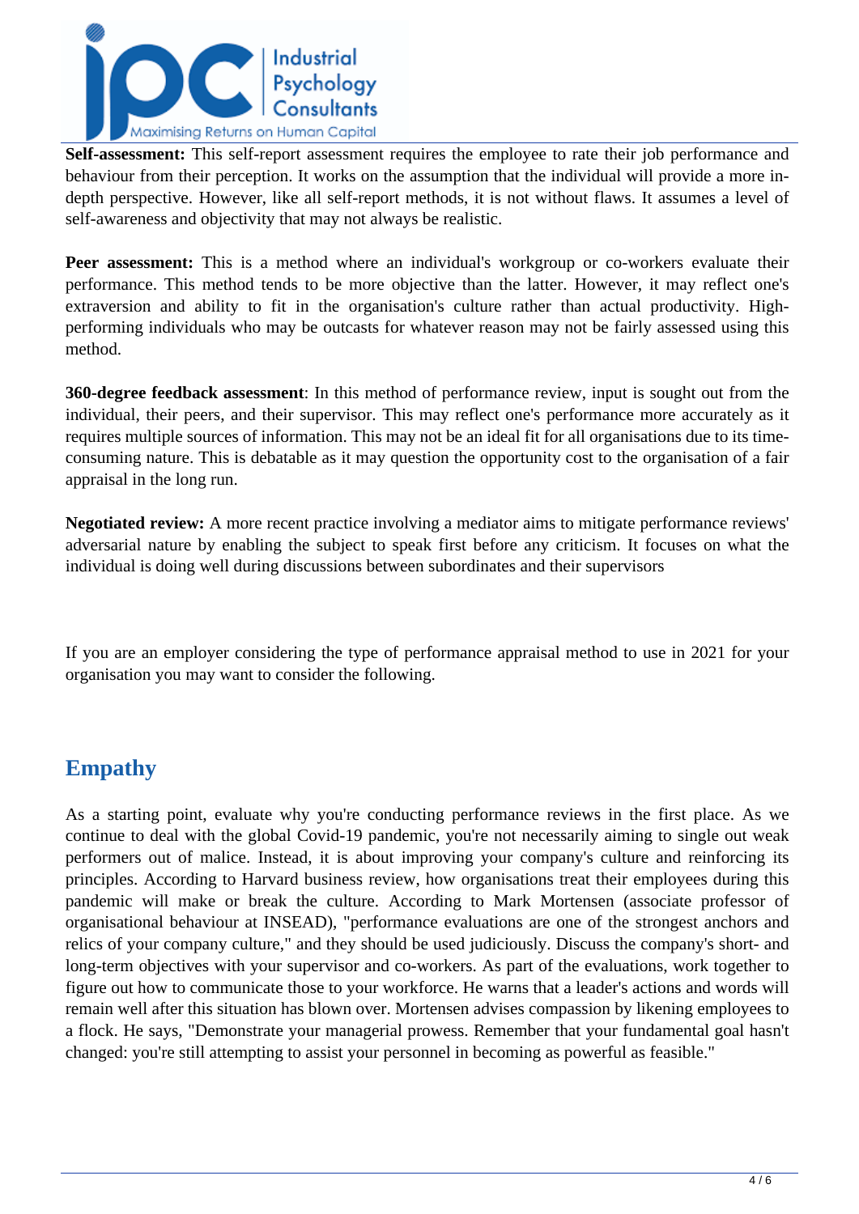**Self-assessment:** This self-report assessment requires the employee to rate their job performance and behaviour from their perception. It works on the assumption that the individual will provide a more in-depth perspective. However, like all self-report methods, it is not without flaws. It assumes a level of self-awareness and objectivity that may not always be realistic.

**Peer assessment:** This is a method where an individual's workgroup or co-workers evaluate their performance. This method tends to be more objective than the latter. However, it may reflect one's extraversion and ability to fit in the organisation's culture rather than actual productivity. High-performing individuals who may be outcasts for whatever reason may not be fairly assessed using this method.

**360-degree feedback assessment**: In this method of performance review, input is sought out from the individual, their peers, and their supervisor. This may reflect one's performance more accurately as it requires multiple sources of information. This may not be an ideal fit for all organisations due to its time-consuming nature. This is debatable as it may question the opportunity cost to the organisation of a fair appraisal in the long run.

**Negotiated review:** A more recent practice involving a mediator aims to mitigate performance reviews' adversarial nature by enabling the subject to speak first before any criticism. It focuses on what the individual is doing well during discussions between subordinates and their supervisors

If you are an employer considering the type of performance appraisal method to use in 2021 for your organisation you may want to consider the following.

## Empathy

As a starting point, evaluate why you're conducting performance reviews in the first place. As we continue to deal with the global Covid-19 pandemic, you're not necessarily aiming to single out weak performers out of malice. Instead, it is about improving your company's culture and reinforcing its principles. According to Harvard business review, how organisations treat their employees during this pandemic will make or break the culture. According to Mark Mortensen (associate professor of organisational behaviour at INSEAD), "performance evaluations are one of the strongest anchors and relics of your company culture," and they should be used judiciously. Discuss the company's short- and long-term objectives with your supervisor and co-workers. As part of the evaluations, work together to figure out how to communicate those to your workforce. He warns that a leader's actions and words will remain well after this situation has blown over. Mortensen advises compassion by likening employees to a flock. He says, "Demonstrate your managerial prowess. Remember that your fundamental goal hasn't changed: you're still attempting to assist your personnel in becoming as powerful as feasible."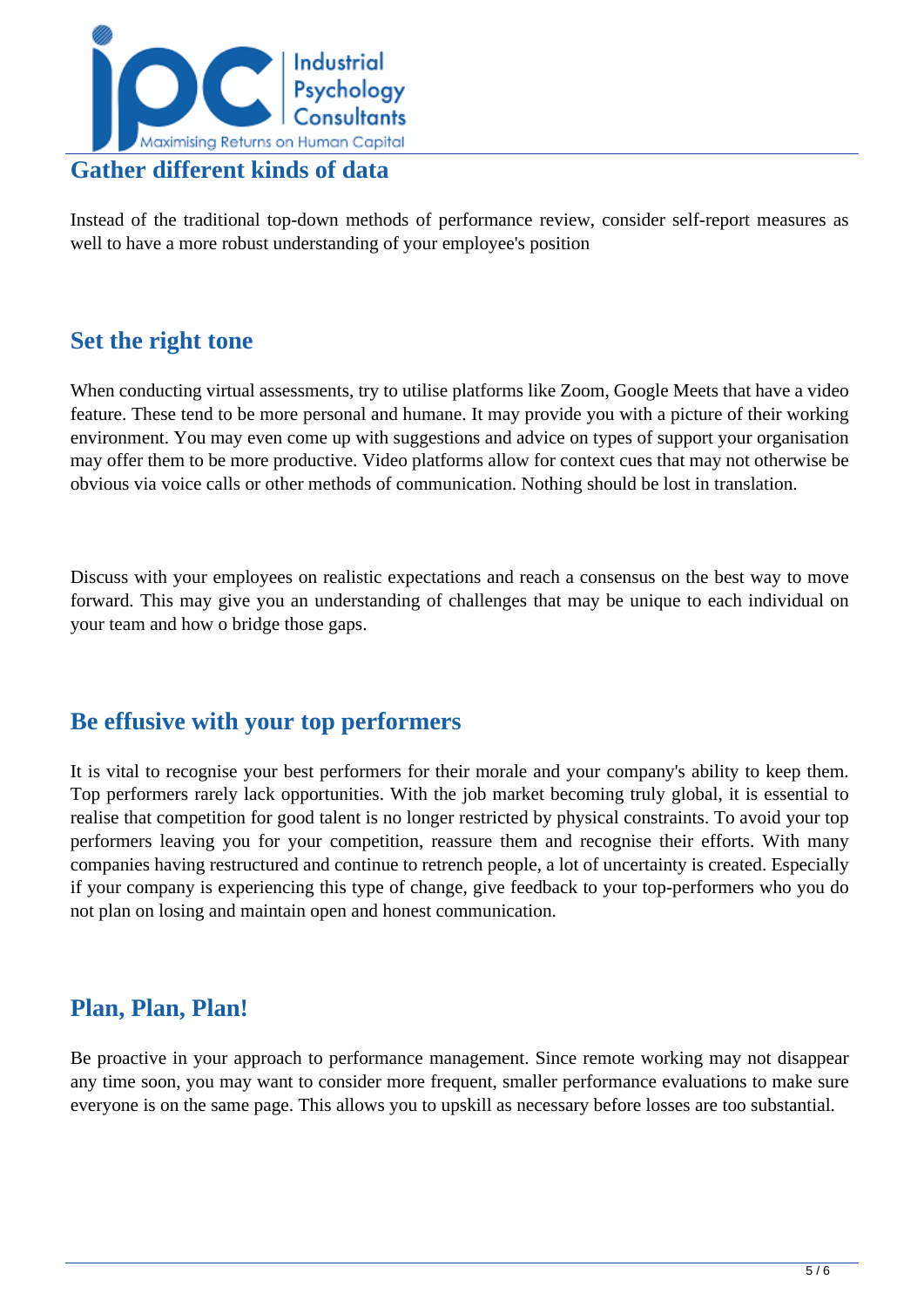## Gather different kinds of data

Instead of the traditional top-down methods of performance review, consider self-report measures as well to have a more robust understanding of your employee's position

## Set the right tone

When conducting virtual assessments, try to utilise platforms like Zoom, Google Meets that have a video feature. These tend to be more personal and humane. It may provide you with a picture of their working environment. You may even come up with suggestions and advice on types of support your organisation may offer them to be more productive. Video platforms allow for context cues that may not otherwise be obvious via voice calls or other methods of communication. Nothing should be lost in translation.

Discuss with your employees on realistic expectations and reach a consensus on the best way to move forward. This may give you an understanding of challenges that may be unique to each individual on your team and how o bridge those gaps.

## Be effusive with your top performers

It is vital to recognise your best performers for their morale and your company's ability to keep them. Top performers rarely lack opportunities. With the job market becoming truly global, it is essential to realise that competition for good talent is no longer restricted by physical constraints. To avoid your top performers leaving you for your competition, reassure them and recognise their efforts. With many companies having restructured and continue to retrench people, a lot of uncertainty is created. Especially if your company is experiencing this type of change, give feedback to your top-performers who you do not plan on losing and maintain open and honest communication.

## Plan, Plan, Plan!

Be proactive in your approach to performance management. Since remote working may not disappear any time soon, you may want to consider more frequent, smaller performance evaluations to make sure everyone is on the same page. This allows you to upskill as necessary before losses are too substantial.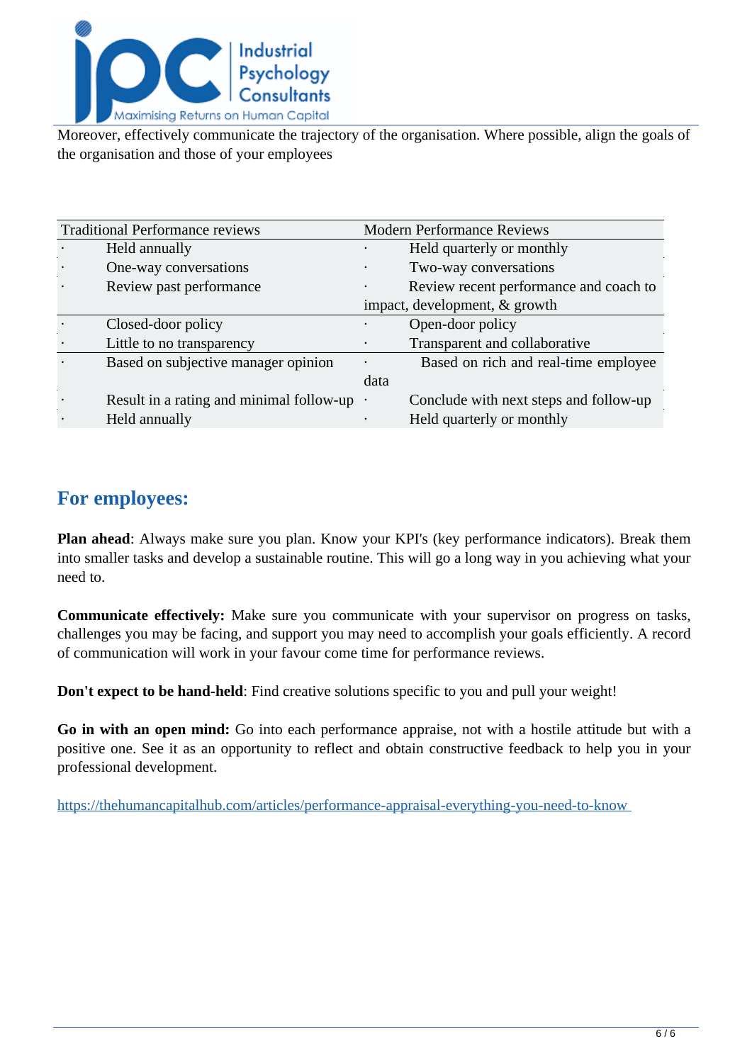Moreover, effectively communicate the trajectory of the organisation. Where possible, align the goals of the organisation and those of your employees

| Traditional Performance reviews | Modern Performance Reviews |
|---|---|
| · Held annually | · Held quarterly or monthly |
| · One-way conversations | · Two-way conversations |
| · Review past performance | · Review recent performance and coach to impact, development, & growth |
| · Closed-door policy | · Open-door policy |
| · Little to no transparency | · Transparent and collaborative |
| · Based on subjective manager opinion | · Based on rich and real-time employee data |
| · Result in a rating and minimal follow-up | · Conclude with next steps and follow-up |
| · Held annually | · Held quarterly or monthly |

## For employees:

**Plan ahead**: Always make sure you plan. Know your KPI's (key performance indicators). Break them into smaller tasks and develop a sustainable routine. This will go a long way in you achieving what your need to.

**Communicate effectively:** Make sure you communicate with your supervisor on progress on tasks, challenges you may be facing, and support you may need to accomplish your goals efficiently. A record of communication will work in your favour come time for performance reviews.

**Don't expect to be hand-held**: Find creative solutions specific to you and pull your weight!

**Go in with an open mind:** Go into each performance appraise, not with a hostile attitude but with a positive one. See it as an opportunity to reflect and obtain constructive feedback to help you in your professional development.

https://thehumancapitalhub.com/articles/performance-appraisal-everything-you-need-to-know